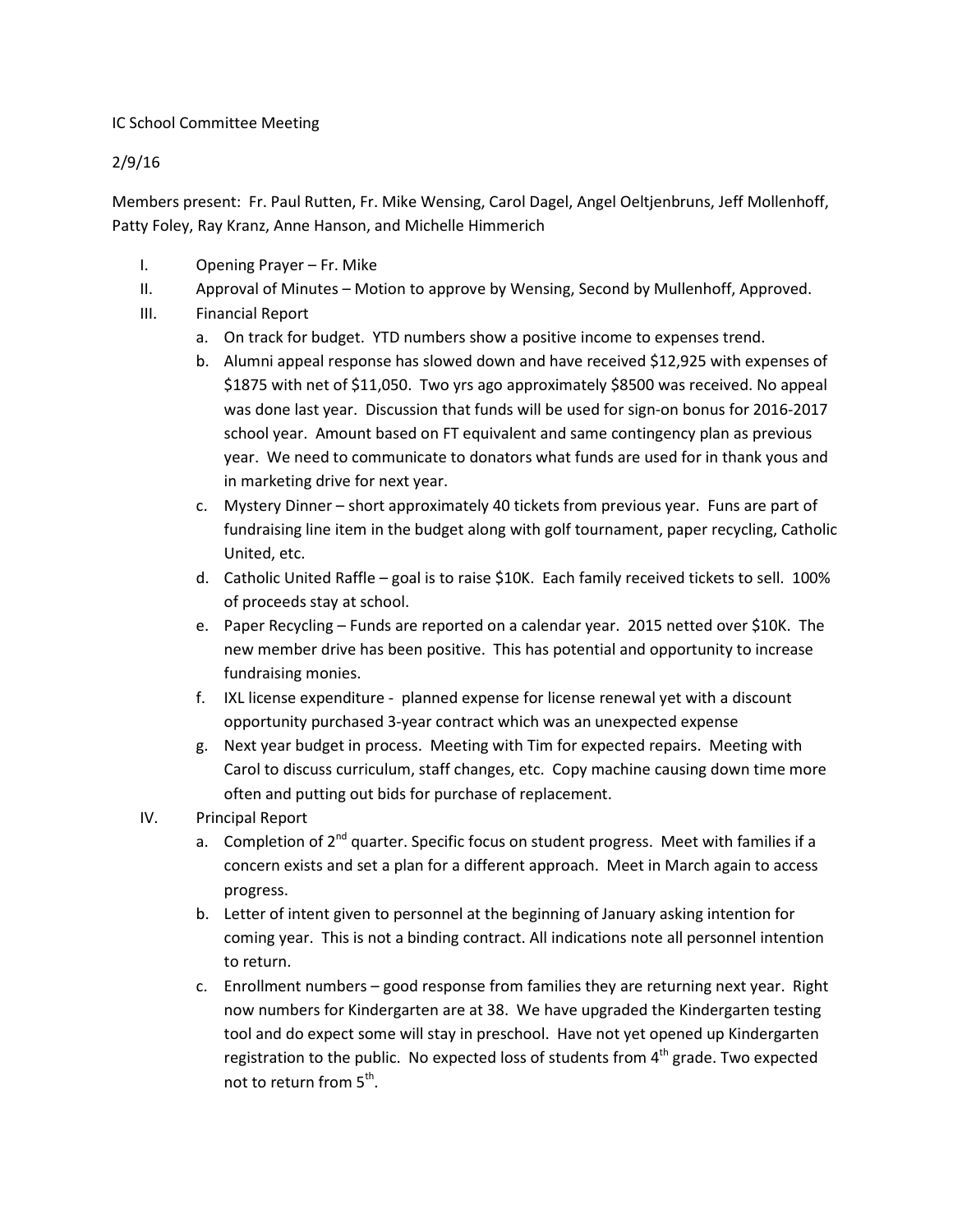IC School Committee Meeting

2/9/16

Members present: Fr. Paul Rutten, Fr. Mike Wensing, Carol Dagel, Angel Oeltjenbruns, Jeff Mollenhoff, Patty Foley, Ray Kranz, Anne Hanson, and Michelle Himmerich

I. Opening Prayer – Fr. Mike

II. Approval of Minutes – Motion to approve by Wensing, Second by Mullenhoff, Approved.

III. Financial Report
   a. On track for budget. YTD numbers show a positive income to expenses trend.
   b. Alumni appeal response has slowed down and have received $12,925 with expenses of $1875 with net of $11,050. Two yrs ago approximately $8500 was received. No appeal was done last year. Discussion that funds will be used for sign-on bonus for 2016-2017 school year. Amount based on FT equivalent and same contingency plan as previous year. We need to communicate to donators what funds are used for in thank yous and in marketing drive for next year.
   c. Mystery Dinner – short approximately 40 tickets from previous year. Funs are part of fundraising line item in the budget along with golf tournament, paper recycling, Catholic United, etc.
   d. Catholic United Raffle – goal is to raise $10K. Each family received tickets to sell. 100% of proceeds stay at school.
   e. Paper Recycling – Funds are reported on a calendar year. 2015 netted over $10K. The new member drive has been positive. This has potential and opportunity to increase fundraising monies.
   f. IXL license expenditure - planned expense for license renewal yet with a discount opportunity purchased 3-year contract which was an unexpected expense
   g. Next year budget in process. Meeting with Tim for expected repairs. Meeting with Carol to discuss curriculum, staff changes, etc. Copy machine causing down time more often and putting out bids for purchase of replacement.

IV. Principal Report
   a. Completion of 2nd quarter. Specific focus on student progress. Meet with families if a concern exists and set a plan for a different approach. Meet in March again to access progress.
   b. Letter of intent given to personnel at the beginning of January asking intention for coming year. This is not a binding contract. All indications note all personnel intention to return.
   c. Enrollment numbers – good response from families they are returning next year. Right now numbers for Kindergarten are at 38. We have upgraded the Kindergarten testing tool and do expect some will stay in preschool. Have not yet opened up Kindergarten registration to the public. No expected loss of students from 4th grade. Two expected not to return from 5th.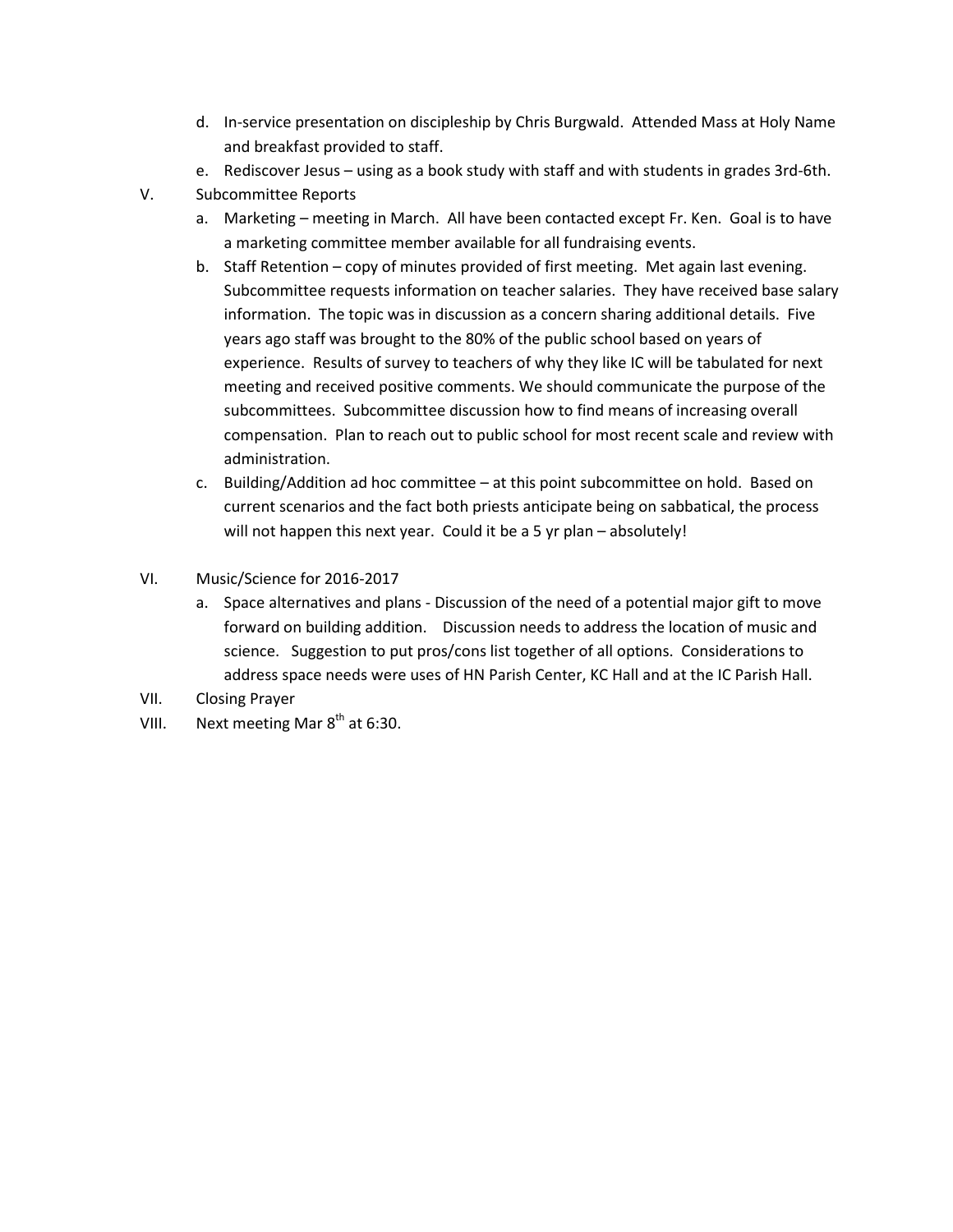d. In-service presentation on discipleship by Chris Burgwald. Attended Mass at Holy Name and breakfast provided to staff.
   e. Rediscover Jesus – using as a book study with staff and with students in grades 3rd-6th.

V. Subcommittee Reports
   a. Marketing – meeting in March. All have been contacted except Fr. Ken. Goal is to have a marketing committee member available for all fundraising events.
   b. Staff Retention – copy of minutes provided of first meeting. Met again last evening. Subcommittee requests information on teacher salaries. They have received base salary information. The topic was in discussion as a concern sharing additional details. Five years ago staff was brought to the 80% of the public school based on years of experience. Results of survey to teachers of why they like IC will be tabulated for next meeting and received positive comments. We should communicate the purpose of the subcommittees. Subcommittee discussion how to find means of increasing overall compensation. Plan to reach out to public school for most recent scale and review with administration.
   c. Building/Addition ad hoc committee – at this point subcommittee on hold. Based on current scenarios and the fact both priests anticipate being on sabbatical, the process will not happen this next year. Could it be a 5 yr plan – absolutely!

VI. Music/Science for 2016-2017
   a. Space alternatives and plans - Discussion of the need of a potential major gift to move forward on building addition. Discussion needs to address the location of music and science. Suggestion to put pros/cons list together of all options. Considerations to address space needs were uses of HN Parish Center, KC Hall and at the IC Parish Hall.

VII. Closing Prayer

VIII. Next meeting Mar 8th at 6:30.